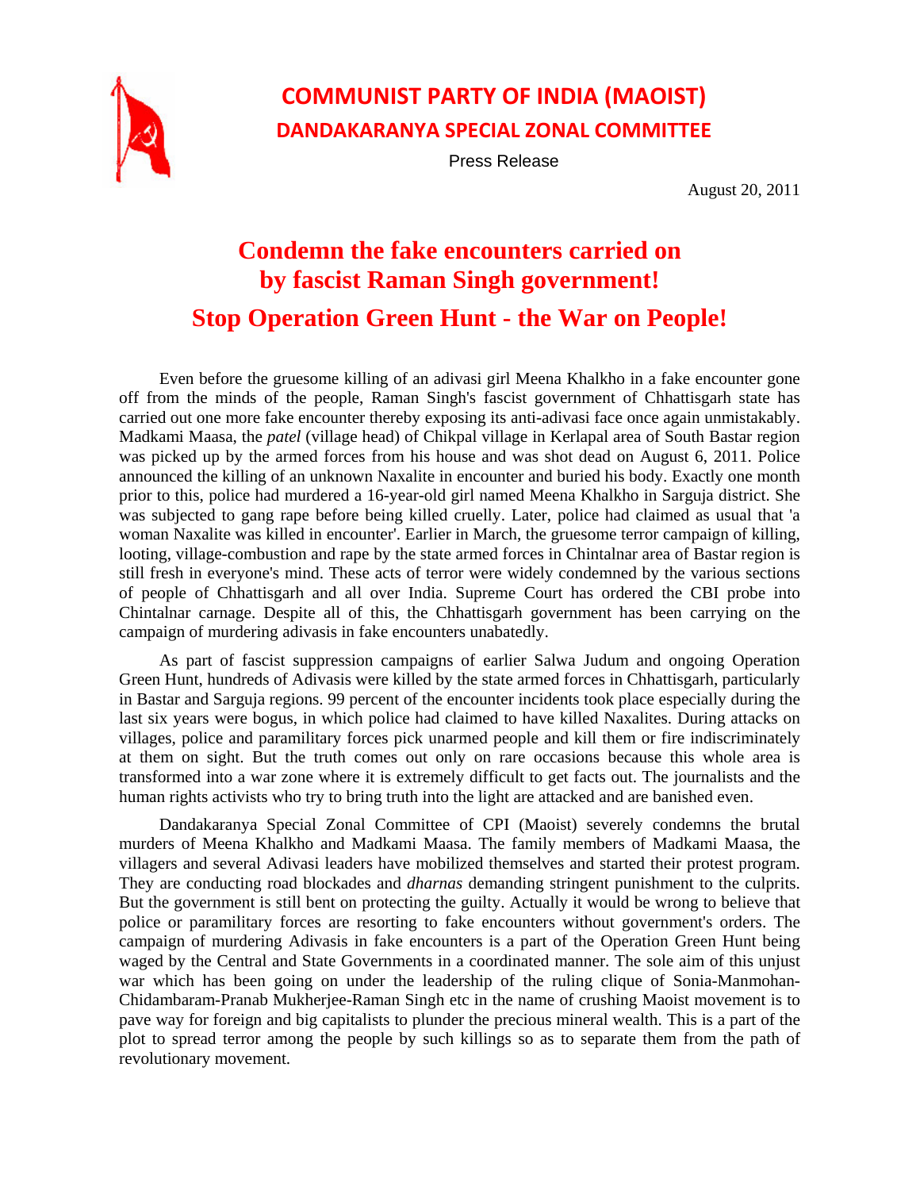# COMMUNIST PARTY OF INDIA (MAOIST)

## DANDAKARANYA SPECIAL ZONAL COMMITTEE

Press Release

August 20, 2011

# Condemn the fake encounters carried on by fascist Raman Singh government!

# Stop Operation Green Hunt - the War on People!

Even before the gruesome killing of an adivasi girl Meena Khalkho in a fake encounter gone off from the minds of the people, Raman Singh's fascist government of Chhattisgarh state has carried out one more fake encounter thereby exposing its anti-adivasi face once again unmistakably. Madkami Maasa, the *patel* (village head) of Chikpal village in Kerlapal area of South Bastar region was picked up by the armed forces from his house and was shot dead on August 6, 2011. Police announced the killing of an unknown Naxalite in encounter and buried his body. Exactly one month prior to this, police had murdered a 16-year-old girl named Meena Khalkho in Sarguja district. She was subjected to gang rape before being killed cruelly. Later, police had claimed as usual that 'a woman Naxalite was killed in encounter'. Earlier in March, the gruesome terror campaign of killing, looting, village-combustion and rape by the state armed forces in Chintalnar area of Bastar region is still fresh in everyone's mind. These acts of terror were widely condemned by the various sections of people of Chhattisgarh and all over India. Supreme Court has ordered the CBI probe into Chintalnar carnage. Despite all of this, the Chhattisgarh government has been carrying on the campaign of murdering adivasis in fake encounters unabatedly.

As part of fascist suppression campaigns of earlier Salwa Judum and ongoing Operation Green Hunt, hundreds of Adivasis were killed by the state armed forces in Chhattisgarh, particularly in Bastar and Sarguja regions. 99 percent of the encounter incidents took place especially during the last six years were bogus, in which police had claimed to have killed Naxalites. During attacks on villages, police and paramilitary forces pick unarmed people and kill them or fire indiscriminately at them on sight. But the truth comes out only on rare occasions because this whole area is transformed into a war zone where it is extremely difficult to get facts out. The journalists and the human rights activists who try to bring truth into the light are attacked and are banished even.

Dandakaranya Special Zonal Committee of CPI (Maoist) severely condemns the brutal murders of Meena Khalkho and Madkami Maasa. The family members of Madkami Maasa, the villagers and several Adivasi leaders have mobilized themselves and started their protest program. They are conducting road blockades and *dharnas* demanding stringent punishment to the culprits. But the government is still bent on protecting the guilty. Actually it would be wrong to believe that police or paramilitary forces are resorting to fake encounters without government's orders. The campaign of murdering Adivasis in fake encounters is a part of the Operation Green Hunt being waged by the Central and State Governments in a coordinated manner. The sole aim of this unjust war which has been going on under the leadership of the ruling clique of Sonia-Manmohan-Chidambaram-Pranab Mukherjee-Raman Singh etc in the name of crushing Maoist movement is to pave way for foreign and big capitalists to plunder the precious mineral wealth. This is a part of the plot to spread terror among the people by such killings so as to separate them from the path of revolutionary movement.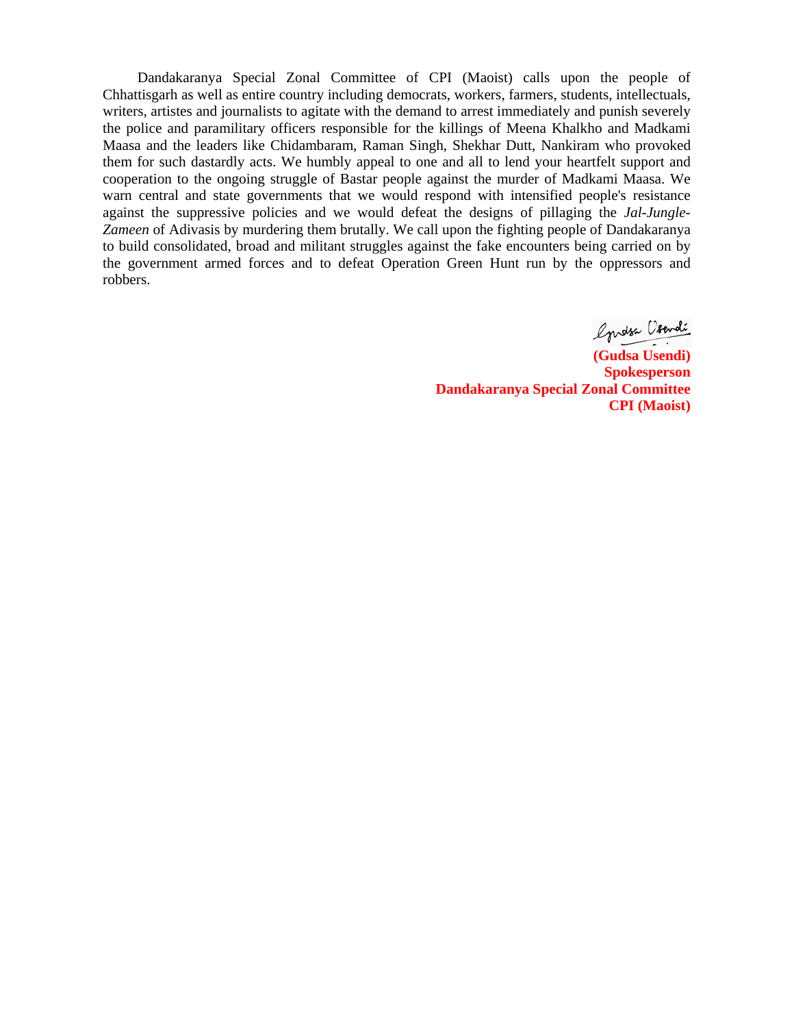Dandakaranya Special Zonal Committee of CPI (Maoist) calls upon the people of Chhattisgarh as well as entire country including democrats, workers, farmers, students, intellectuals, writers, artistes and journalists to agitate with the demand to arrest immediately and punish severely the police and paramilitary officers responsible for the killings of Meena Khalkho and Madkami Maasa and the leaders like Chidambaram, Raman Singh, Shekhar Dutt, Nankiram who provoked them for such dastardly acts. We humbly appeal to one and all to lend your heartfelt support and cooperation to the ongoing struggle of Bastar people against the murder of Madkami Maasa. We warn central and state governments that we would respond with intensified people's resistance against the suppressive policies and we would defeat the designs of pillaging the *Jal-Jungle-Zameen* of Adivasis by murdering them brutally. We call upon the fighting people of Dandakaranya to build consolidated, broad and militant struggles against the fake encounters being carried on by the government armed forces and to defeat Operation Green Hunt run by the oppressors and robbers.

Gudsa Usendi

**(Gudsa Usendi)**
**Spokesperson**
**Dandakaranya Special Zonal Committee**
**CPI (Maoist)**